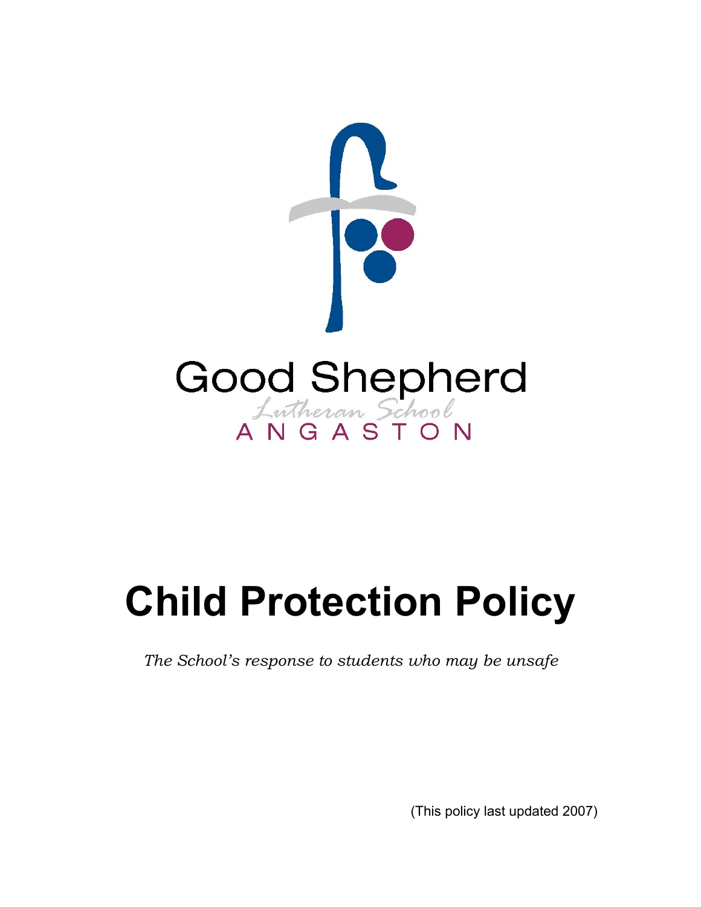Good Shepherd

Lutheran School

ANGASTON

# Child Protection Policy

*The School's response to students who may be unsafe*

(This policy last updated 2007)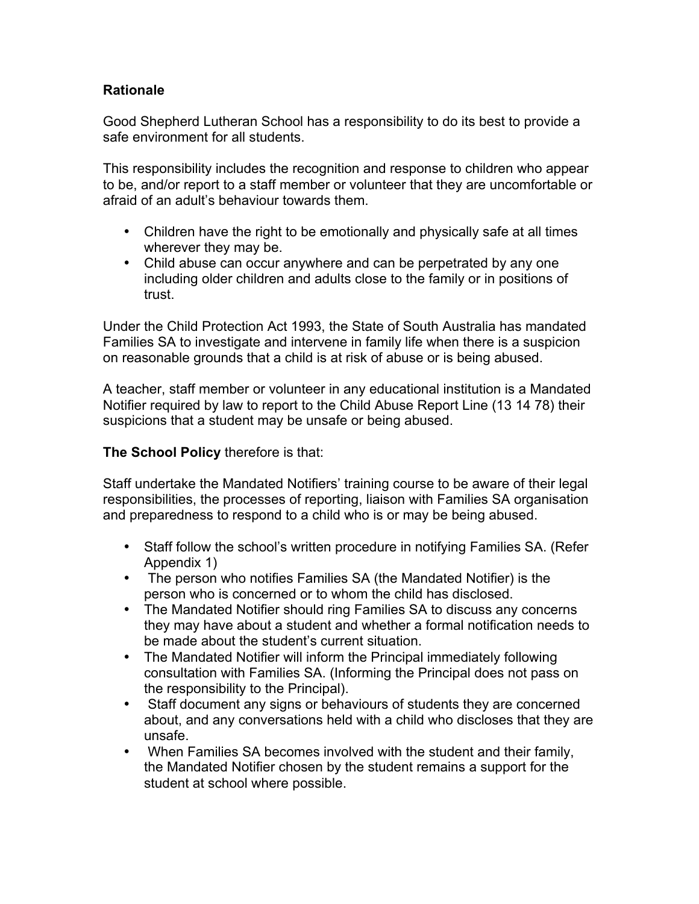**Rationale**

Good Shepherd Lutheran School has a responsibility to do its best to provide a safe environment for all students.

This responsibility includes the recognition and response to children who appear to be, and/or report to a staff member or volunteer that they are uncomfortable or afraid of an adult's behaviour towards them.

- Children have the right to be emotionally and physically safe at all times wherever they may be.
- Child abuse can occur anywhere and can be perpetrated by any one including older children and adults close to the family or in positions of trust.

Under the Child Protection Act 1993, the State of South Australia has mandated Families SA to investigate and intervene in family life when there is a suspicion on reasonable grounds that a child is at risk of abuse or is being abused.

A teacher, staff member or volunteer in any educational institution is a Mandated Notifier required by law to report to the Child Abuse Report Line (13 14 78) their suspicions that a student may be unsafe or being abused.

**The School Policy** therefore is that:

Staff undertake the Mandated Notifiers' training course to be aware of their legal responsibilities, the processes of reporting, liaison with Families SA organisation and preparedness to respond to a child who is or may be being abused.

- Staff follow the school's written procedure in notifying Families SA. (Refer Appendix 1)
- The person who notifies Families SA (the Mandated Notifier) is the person who is concerned or to whom the child has disclosed.
- The Mandated Notifier should ring Families SA to discuss any concerns they may have about a student and whether a formal notification needs to be made about the student's current situation.
- The Mandated Notifier will inform the Principal immediately following consultation with Families SA. (Informing the Principal does not pass on the responsibility to the Principal).
- Staff document any signs or behaviours of students they are concerned about, and any conversations held with a child who discloses that they are unsafe.
- When Families SA becomes involved with the student and their family, the Mandated Notifier chosen by the student remains a support for the student at school where possible.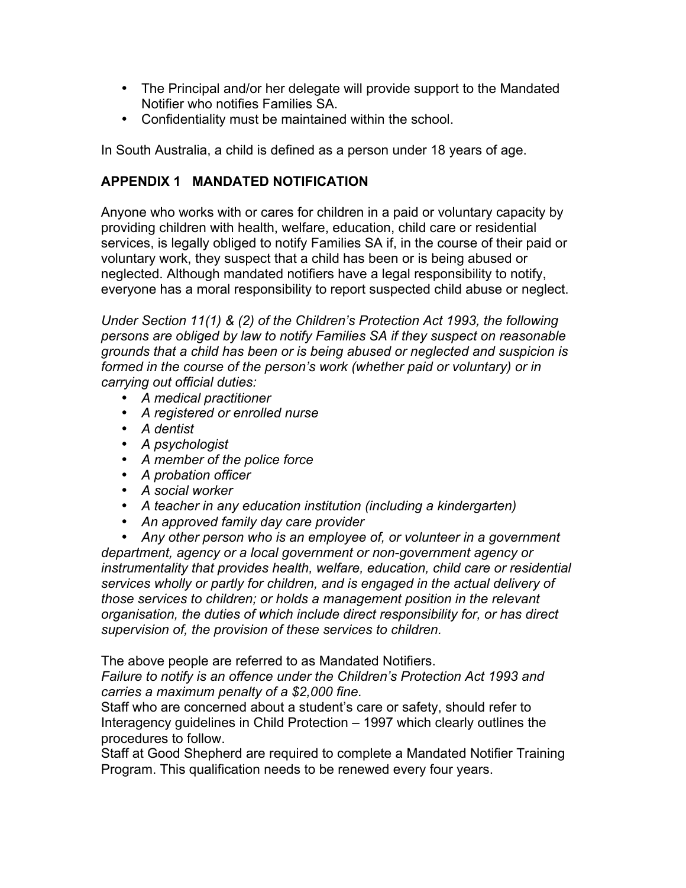- The Principal and/or her delegate will provide support to the Mandated Notifier who notifies Families SA.
- Confidentiality must be maintained within the school.

In South Australia, a child is defined as a person under 18 years of age.

## APPENDIX 1 MANDATED NOTIFICATION

Anyone who works with or cares for children in a paid or voluntary capacity by providing children with health, welfare, education, child care or residential services, is legally obliged to notify Families SA if, in the course of their paid or voluntary work, they suspect that a child has been or is being abused or neglected. Although mandated notifiers have a legal responsibility to notify, everyone has a moral responsibility to report suspected child abuse or neglect.

*Under Section 11(1) & (2) of the Children's Protection Act 1993, the following persons are obliged by law to notify Families SA if they suspect on reasonable grounds that a child has been or is being abused or neglected and suspicion is formed in the course of the person's work (whether paid or voluntary) or in carrying out official duties:*

- *A medical practitioner*
- *A registered or enrolled nurse*
- *A dentist*
- *A psychologist*
- *A member of the police force*
- *A probation officer*
- *A social worker*
- *A teacher in any education institution (including a kindergarten)*
- *An approved family day care provider*
- *Any other person who is an employee of, or volunteer in a government department, agency or a local government or non-government agency or instrumentality that provides health, welfare, education, child care or residential services wholly or partly for children, and is engaged in the actual delivery of those services to children; or holds a management position in the relevant organisation, the duties of which include direct responsibility for, or has direct supervision of, the provision of these services to children.*

The above people are referred to as Mandated Notifiers.

*Failure to notify is an offence under the Children's Protection Act 1993 and carries a maximum penalty of a $2,000 fine.*

Staff who are concerned about a student's care or safety, should refer to Interagency guidelines in Child Protection – 1997 which clearly outlines the procedures to follow.

Staff at Good Shepherd are required to complete a Mandated Notifier Training Program. This qualification needs to be renewed every four years.